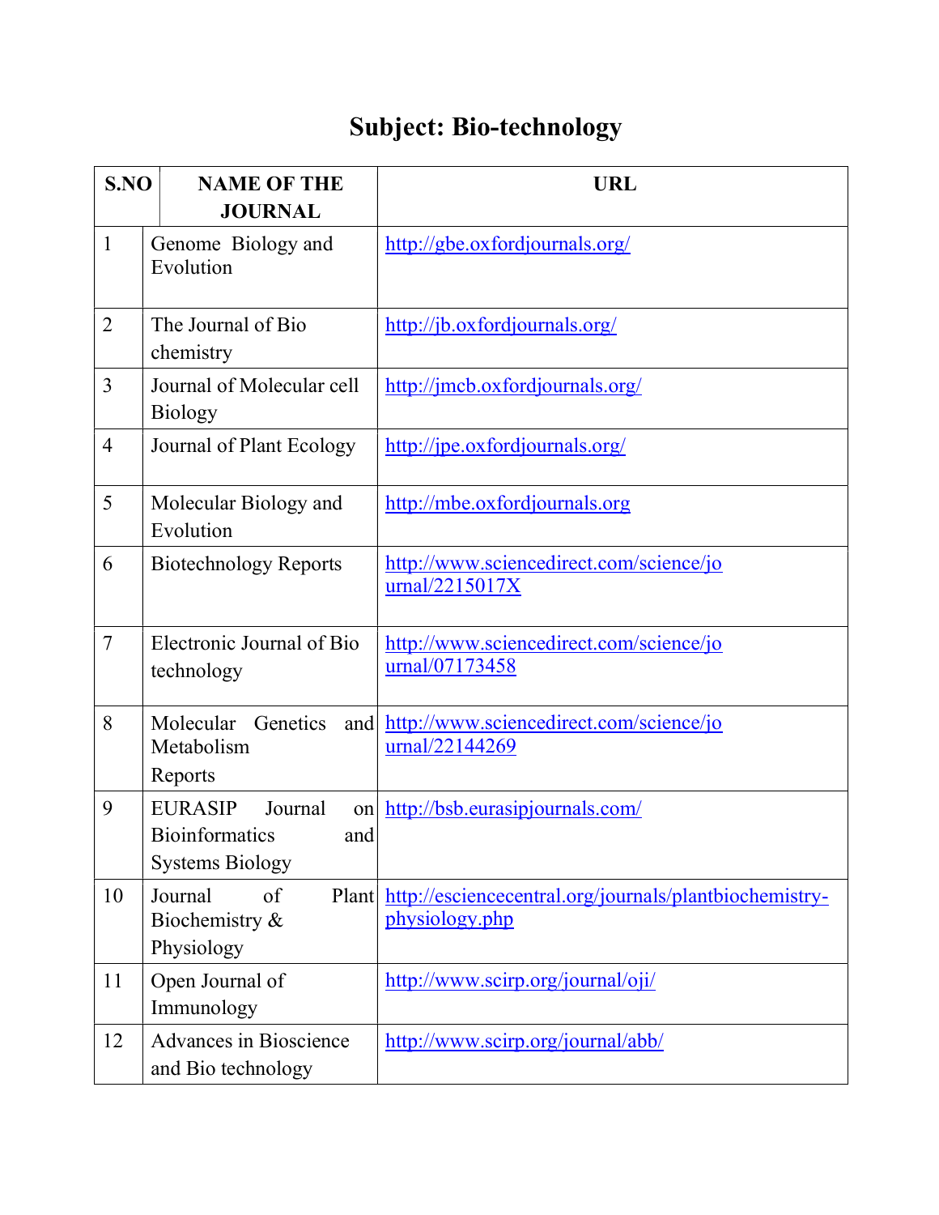# Subject: Bio-technology

| S.NO | NAME OF THE JOURNAL | URL |
|---|---|---|
| 1 | Genome Biology and Evolution | http://gbe.oxfordjournals.org/ |
| 2 | The Journal of Bio chemistry | http://jb.oxfordjournals.org/ |
| 3 | Journal of Molecular cell Biology | http://jmcb.oxfordjournals.org/ |
| 4 | Journal of Plant Ecology | http://jpe.oxfordjournals.org/ |
| 5 | Molecular Biology and Evolution | http://mbe.oxfordjournals.org |
| 6 | Biotechnology Reports | http://www.sciencedirect.com/science/journal/2215017X |
| 7 | Electronic Journal of Bio technology | http://www.sciencedirect.com/science/journal/07173458 |
| 8 | Molecular Genetics and Metabolism Reports | http://www.sciencedirect.com/science/journal/22144269 |
| 9 | EURASIP Journal on Bioinformatics and Systems Biology | http://bsb.eurasipjournals.com/ |
| 10 | Journal of Plant Biochemistry & Physiology | http://esciencecentral.org/journals/plantbiochemistry-physiology.php |
| 11 | Open Journal of Immunology | http://www.scirp.org/journal/oji/ |
| 12 | Advances in Bioscience and Bio technology | http://www.scirp.org/journal/abb/ |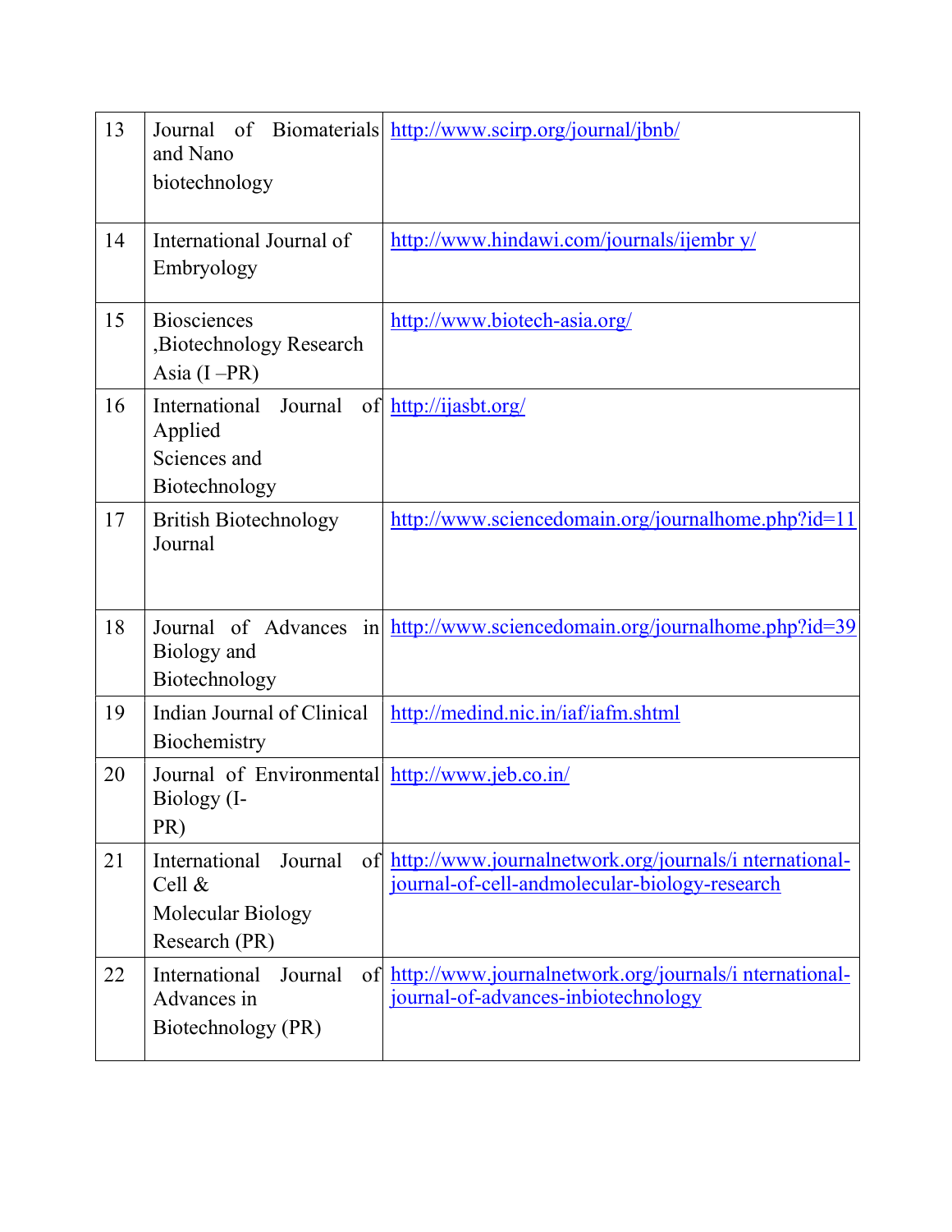| 13 | Journal of Biomaterials and Nano biotechnology | http://www.scirp.org/journal/jbnb/ |
|---|---|---|
| 14 | International Journal of Embryology | http://www.hindawi.com/journals/ijembr y/ |
| 15 | Biosciences ,Biotechnology Research Asia (I –PR) | http://www.biotech-asia.org/ |
| 16 | International Journal of Applied Sciences and Biotechnology | http://ijasbt.org/ |
| 17 | British Biotechnology Journal | http://www.sciencedomain.org/journalhome.php?id=11 |
| 18 | Journal of Advances in Biology and Biotechnology | http://www.sciencedomain.org/journalhome.php?id=39 |
| 19 | Indian Journal of Clinical Biochemistry | http://medind.nic.in/iaf/iafm.shtml |
| 20 | Journal of Environmental Biology (I-PR) | http://www.jeb.co.in/ |
| 21 | International Journal of Cell & Molecular Biology Research (PR) | http://www.journalnetwork.org/journals/i nternational-journal-of-cell-andmolecular-biology-research |
| 22 | International Journal of Advances in Biotechnology (PR) | http://www.journalnetwork.org/journals/i nternational-journal-of-advances-inbiotechnology |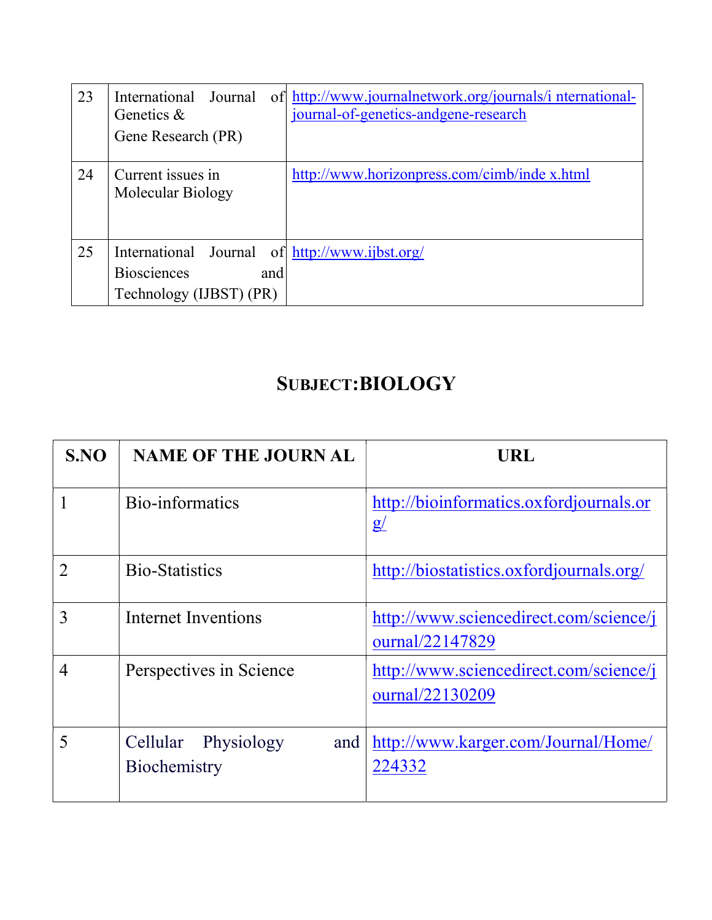| 23 | International Journal of Genetics & Gene Research (PR) | http://www.journalnetwork.org/journals/i nternational-journal-of-genetics-andgene-research |
|---|---|---|
| 24 | Current issues in Molecular Biology | http://www.horizonpress.com/cimb/inde x.html |
| 25 | International Journal of Biosciences and Technology (IJBST) (PR) | http://www.ijbst.org/ |

## SUBJECT:BIOLOGY

| S.NO | NAME OF THE JOURN AL | URL |
|---|---|---|
| 1 | Bio-informatics | http://bioinformatics.oxfordjournals.org/ |
| 2 | Bio-Statistics | http://biostatistics.oxfordjournals.org/ |
| 3 | Internet Inventions | http://www.sciencedirect.com/science/journal/22147829 |
| 4 | Perspectives in Science | http://www.sciencedirect.com/science/journal/22130209 |
| 5 | Cellular Physiology and Biochemistry | http://www.karger.com/Journal/Home/224332 |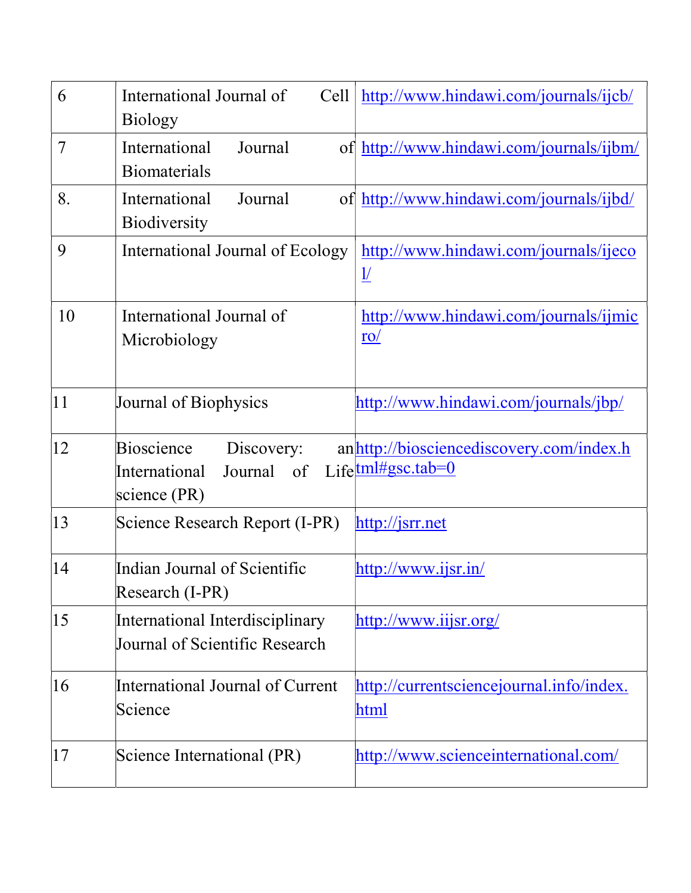| 6 | International Journal of Cell Biology | http://www.hindawi.com/journals/ijcb/ |
|---|---|---|
| 7 | International Journal of Biomaterials | http://www.hindawi.com/journals/ijbm/ |
| 8. | International Journal of Biodiversity | http://www.hindawi.com/journals/ijbd/ |
| 9 | International Journal of Ecology | http://www.hindawi.com/journals/ijecol/ |
| 10 | International Journal of Microbiology | http://www.hindawi.com/journals/ijmicro/ |
| 11 | Journal of Biophysics | http://www.hindawi.com/journals/jbp/ |
| 12 | Bioscience Discovery: an International Journal of Life science (PR) | http://biosciencediscovery.com/index.html#gsc.tab=0 |
| 13 | Science Research Report (I-PR) | http://jsrr.net |
| 14 | Indian Journal of Scientific Research (I-PR) | http://www.ijsr.in/ |
| 15 | International Interdisciplinary Journal of Scientific Research | http://www.iijsr.org/ |
| 16 | International Journal of Current Science | http://currentsciencejournal.info/index.html |
| 17 | Science International (PR) | http://www.scienceinternational.com/ |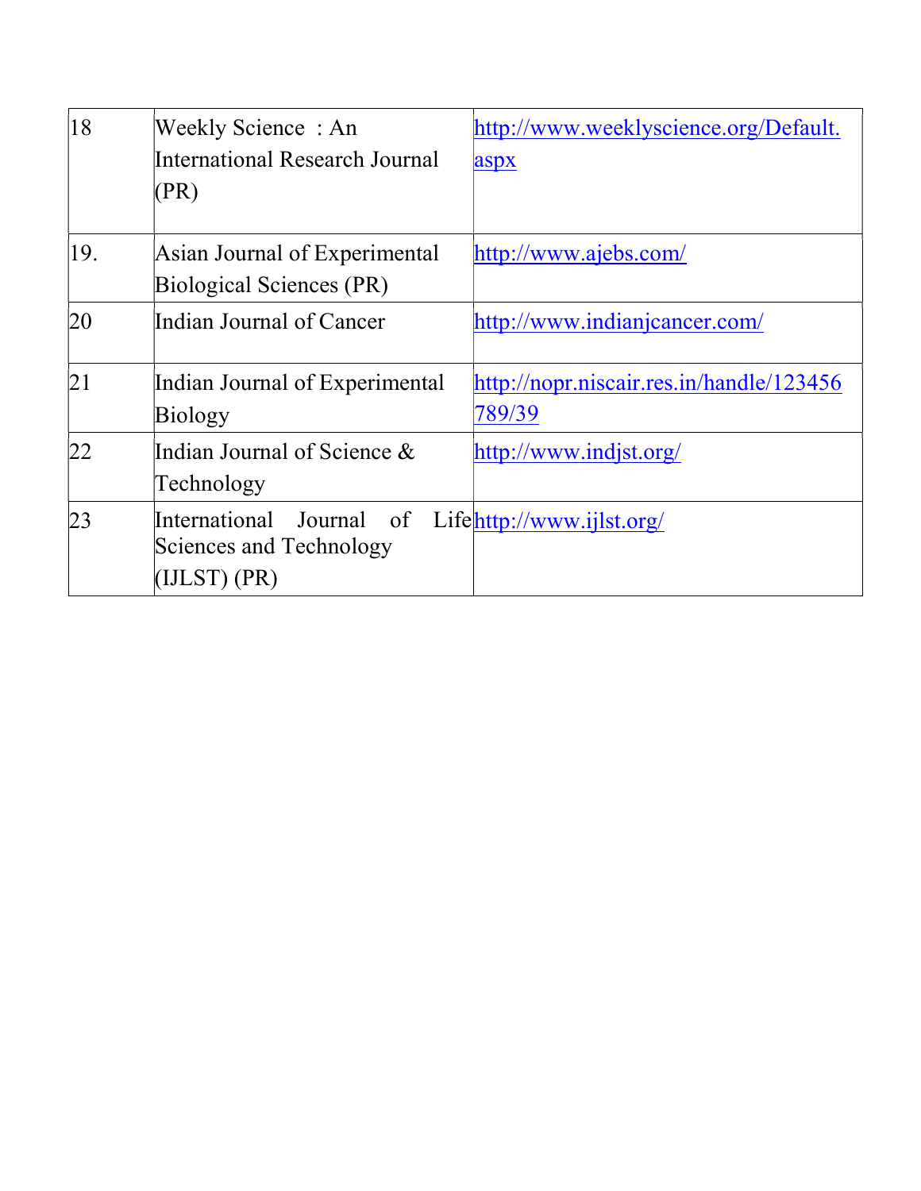| | | |
|---|---|---|
| 18 | Weekly Science : An International Research Journal (PR) | http://www.weeklyscience.org/Default.aspx |
| 19. | Asian Journal of Experimental Biological Sciences (PR) | http://www.ajebs.com/ |
| 20 | Indian Journal of Cancer | http://www.indianjcancer.com/ |
| 21 | Indian Journal of Experimental Biology | http://nopr.niscair.res.in/handle/123456789/39 |
| 22 | Indian Journal of Science & Technology | http://www.indjst.org/ |
| 23 | International Journal of Life Sciences and Technology (IJLST) (PR) | http://www.ijlst.org/ |